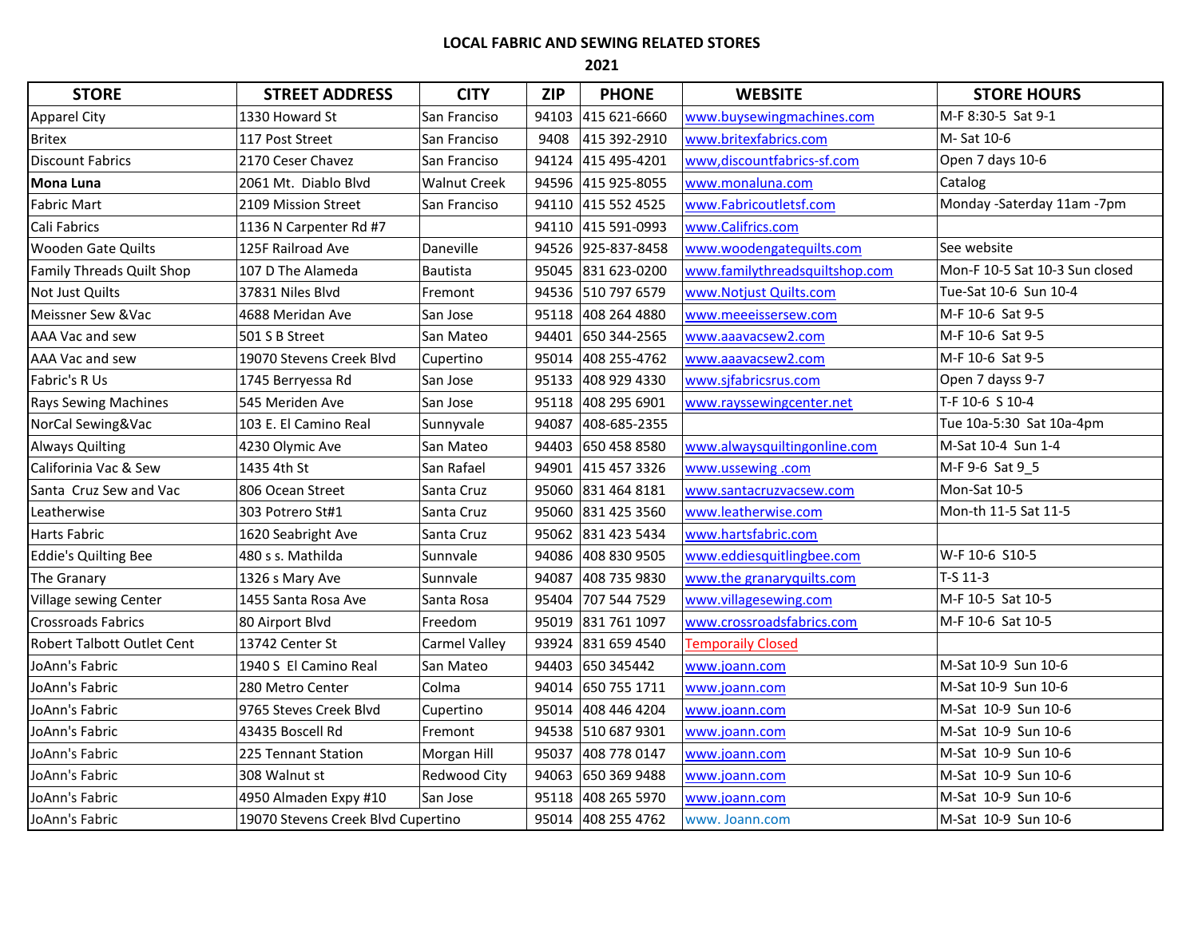**LOCAL FABRIC AND SEWING RELATED STORES**

**2021**

| STORE | STREET ADDRESS | CITY | ZIP | PHONE | WEBSITE | STORE HOURS |
|---|---|---|---|---|---|---|
| Apparel City | 1330 Howard St | San Franciso | 94103 | 415 621-6660 | www.buysewingmachines.com | M-F 8:30-5 Sat 9-1 |
| Britex | 117 Post Street | San Franciso | 9408 | 415 392-2910 | www.britexfabrics.com | M- Sat 10-6 |
| Discount Fabrics | 2170 Ceser Chavez | San Franciso | 94124 | 415 495-4201 | www,discountfabrics-sf.com | Open 7 days 10-6 |
| **Mona Luna** | 2061 Mt. Diablo Blvd | Walnut Creek | 94596 | 415 925-8055 | www.monaluna.com | Catalog |
| Fabric Mart | 2109 Mission Street | San Francisco | 94110 | 415 552 4525 | www.Fabricoutletsf.com | Monday -Saterday 11am -7pm |
| Cali Fabrics | 1136 N Carpenter Rd #7 | | 94110 | 415 591-0993 | www.Califrics.com | |
| Wooden Gate Quilts | 125F Railroad Ave | Daneville | 94526 | 925-837-8458 | www.woodengatequilts.com | See website |
| Family Threads Quilt Shop | 107 D The Alameda | Bautista | 95045 | 831 623-0200 | www.familythreadsquiltshop.com | Mon-F 10-5 Sat 10-3 Sun closed |
| Not Just Quilts | 37831 Niles Blvd | Fremont | 94536 | 510 797 6579 | www.Notjust Quilts.com | Tue-Sat 10-6 Sun 10-4 |
| Meissner Sew &Vac | 4688 Meridan Ave | San Jose | 95118 | 408 264 4880 | www.meeeissersew.com | M-F 10-6 Sat 9-5 |
| AAA Vac and sew | 501 S B Street | San Mateo | 94401 | 650 344-2565 | www.aaavacsew2.com | M-F 10-6 Sat 9-5 |
| AAA Vac and sew | 19070 Stevens Creek Blvd | Cupertino | 95014 | 408 255-4762 | www.aaavacsew2.com | M-F 10-6 Sat 9-5 |
| Fabric's R Us | 1745 Berryessa Rd | San Jose | 95133 | 408 929 4330 | www.sjfabricsrus.com | Open 7 dayss 9-7 |
| Rays Sewing Machines | 545 Meriden Ave | San Jose | 95118 | 408 295 6901 | www.rayssewingcenter.net | T-F 10-6 S 10-4 |
| NorCal Sewing&Vac | 103 E. El Camino Real | Sunnyvale | 94087 | 408-685-2355 | | Tue 10a-5:30 Sat 10a-4pm |
| Always Quilting | 4230 Olymic Ave | San Mateo | 94403 | 650 458 8580 | www.alwaysquiltingonline.com | M-Sat 10-4 Sun 1-4 |
| Califorinia Vac & Sew | 1435 4th St | San Rafael | 94901 | 415 457 3326 | www.ussewing .com | M-F 9-6 Sat 9_5 |
| Santa Cruz Sew and Vac | 806 Ocean Street | Santa Cruz | 95060 | 831 464 8181 | www.santacruzvacsew.com | Mon-Sat 10-5 |
| Leatherwise | 303 Potrero St#1 | Santa Cruz | 95060 | 831 425 3560 | www.leatherwise.com | Mon-th 11-5 Sat 11-5 |
| Harts Fabric | 1620 Seabright Ave | Santa Cruz | 95062 | 831 423 5434 | www.hartsfabric.com | |
| Eddie's Quilting Bee | 480 s s. Mathilda | Sunnvale | 94086 | 408 830 9505 | www.eddiesquitlingbee.com | W-F 10-6 S10-5 |
| The Granary | 1326 s Mary Ave | Sunnvale | 94087 | 408 735 9830 | www.the granaryquilts.com | T-S 11-3 |
| Village sewing Center | 1455 Santa Rosa Ave | Santa Rosa | 95404 | 707 544 7529 | www.villagesewing.com | M-F 10-5 Sat 10-5 |
| Crossroads Fabrics | 80 Airport Blvd | Freedom | 95019 | 831 761 1097 | www.crossroadsfabrics.com | M-F 10-6 Sat 10-5 |
| Robert Talbott Outlet Cent | 13742 Center St | Carmel Valley | 93924 | 831 659 4540 | Temporaily Closed | |
| JoAnn's Fabric | 1940 S El Camino Real | San Mateo | 94403 | 650 345442 | www.joann.com | M-Sat 10-9 Sun 10-6 |
| JoAnn's Fabric | 280 Metro Center | Colma | 94014 | 650 755 1711 | www.joann.com | M-Sat 10-9 Sun 10-6 |
| JoAnn's Fabric | 9765 Steves Creek Blvd | Cupertino | 95014 | 408 446 4204 | www.joann.com | M-Sat 10-9 Sun 10-6 |
| JoAnn's Fabric | 43435 Boscell Rd | Fremont | 94538 | 510 687 9301 | www.joann.com | M-Sat 10-9 Sun 10-6 |
| JoAnn's Fabric | 225 Tennant Station | Morgan Hill | 95037 | 408 778 0147 | www.joann.com | M-Sat 10-9 Sun 10-6 |
| JoAnn's Fabric | 308 Walnut st | Redwood City | 94063 | 650 369 9488 | www.joann.com | M-Sat 10-9 Sun 10-6 |
| JoAnn's Fabric | 4950 Almaden Expy #10 | San Jose | 95118 | 408 265 5970 | www.joann.com | M-Sat 10-9 Sun 10-6 |
| JoAnn's Fabric | 19070 Stevens Creek Blvd Cupertino | | 95014 | 408 255 4762 | www. Joann.com | M-Sat 10-9 Sun 10-6 |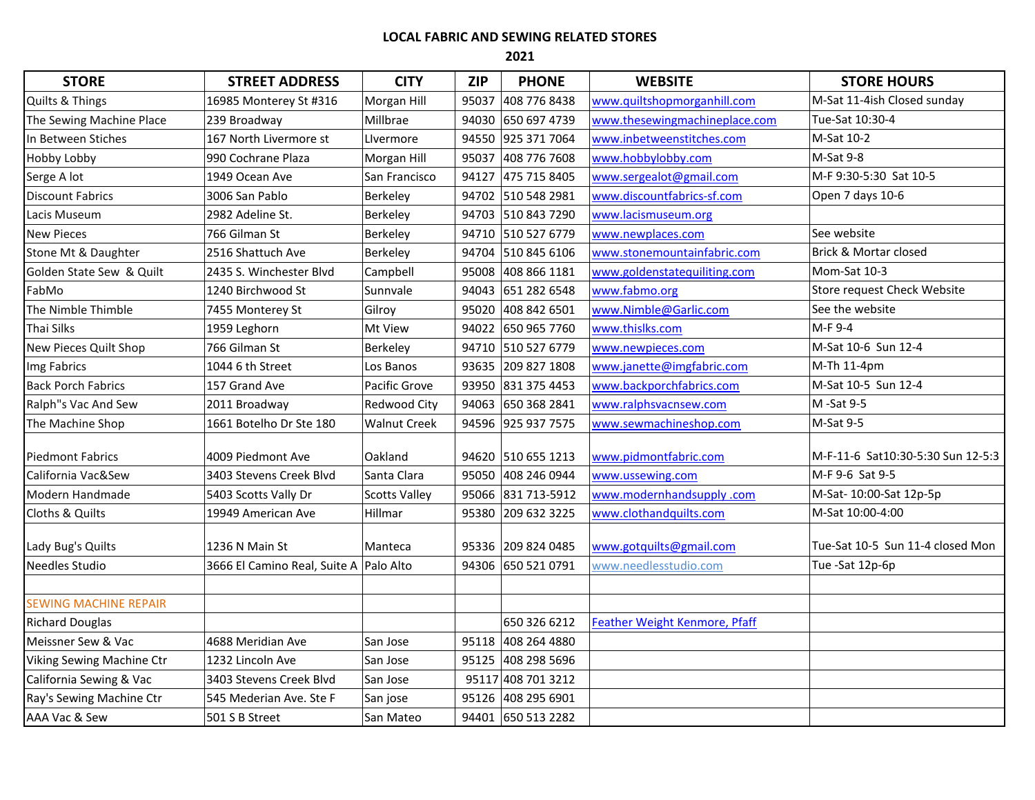**LOCAL FABRIC AND SEWING RELATED STORES**

**2021**

| STORE | STREET ADDRESS | CITY | ZIP | PHONE | WEBSITE | STORE HOURS |
|---|---|---|---|---|---|---|
| Quilts & Things | 16985 Monterey St #316 | Morgan Hill | 95037 | 408 776 8438 | www.quiltshopmorganhill.com | M-Sat 11-4ish Closed sunday |
| The Sewing Machine Place | 239 Broadway | Millbrae | 94030 | 650 697 4739 | www.thesewingmachineplace.com | Tue-Sat 10:30-4 |
| In Between Stiches | 167 North Livermore st | LIvermore | 94550 | 925 371 7064 | www.inbetweenstitches.com | M-Sat 10-2 |
| Hobby Lobby | 990 Cochrane Plaza | Morgan Hill | 95037 | 408 776 7608 | www.hobbylobby.com | M-Sat 9-8 |
| Serge A lot | 1949 Ocean Ave | San Francisco | 94127 | 475 715 8405 | www.sergealot@gmail.com | M-F 9:30-5:30 Sat 10-5 |
| Discount Fabrics | 3006 San Pablo | Berkeley | 94702 | 510 548 2981 | www.discountfabrics-sf.com | Open 7 days 10-6 |
| Lacis Museum | 2982 Adeline St. | Berkeley | 94703 | 510 843 7290 | www.lacismuseum.org | |
| New Pieces | 766 Gilman St | Berkeley | 94710 | 510 527 6779 | www.newplaces.com | See website |
| Stone Mt & Daughter | 2516 Shattuch Ave | Berkeley | 94704 | 510 845 6106 | www.stonemountainfabric.com | Brick & Mortar closed |
| Golden State Sew & Quilt | 2435 S. Winchester Blvd | Campbell | 95008 | 408 866 1181 | www.goldenstatequiliting.com | Mom-Sat 10-3 |
| FabMo | 1240 Birchwood St | Sunnvale | 94043 | 651 282 6548 | www.fabmo.org | Store request Check Website |
| The Nimble Thimble | 7455 Monterey St | Gilroy | 95020 | 408 842 6501 | www.Nimble@Garlic.com | See the website |
| Thai Silks | 1959 Leghorn | Mt View | 94022 | 650 965 7760 | www.thislks.com | M-F 9-4 |
| New Pieces Quilt Shop | 766 Gilman St | Berkeley | 94710 | 510 527 6779 | www.newpieces.com | M-Sat 10-6 Sun 12-4 |
| Img Fabrics | 1044 6 th Street | Los Banos | 93635 | 209 827 1808 | www.janette@imgfabric.com | M-Th 11-4pm |
| Back Porch Fabrics | 157 Grand Ave | Pacific Grove | 93950 | 831 375 4453 | www.backporchfabrics.com | M-Sat 10-5 Sun 12-4 |
| Ralph"s Vac And Sew | 2011 Broadway | Redwood City | 94063 | 650 368 2841 | www.ralphsvacnsew.com | M -Sat 9-5 |
| The Machine Shop | 1661 Botelho Dr Ste 180 | Walnut Creek | 94596 | 925 937 7575 | www.sewmachineshop.com | M-Sat 9-5 |
| Piedmont Fabrics | 4009 Piedmont Ave | Oakland | 94620 | 510 655 1213 | www.pidmontfabric.com | M-F-11-6 Sat10:30-5:30 Sun 12-5:3 |
| California Vac&Sew | 3403 Stevens Creek Blvd | Santa Clara | 95050 | 408 246 0944 | www.ussewing.com | M-F 9-6 Sat 9-5 |
| Modern Handmade | 5403 Scotts Vally Dr | Scotts Valley | 95066 | 831 713-5912 | www.modernhandsupply .com | M-Sat- 10:00-Sat 12p-5p |
| Cloths & Quilts | 19949 American Ave | Hillmar | 95380 | 209 632 3225 | www.clothandquilts.com | M-Sat 10:00-4:00 |
| Lady Bug's Quilts | 1236 N Main St | Manteca | 95336 | 209 824 0485 | www.gotquilts@gmail.com | Tue-Sat 10-5 Sun 11-4 closed Mon |
| Needles Studio | 3666 El Camino Real, Suite A | Palo Alto | 94306 | 650 521 0791 | www.needlesstudio.com | Tue -Sat 12p-6p |
| | | | | | | |
| SEWING MACHINE REPAIR | | | | | | |
| Richard Douglas | | | | 650 326 6212 | Feather Weight Kenmore, Pfaff | |
| Meissner Sew & Vac | 4688 Meridian Ave | San Jose | 95118 | 408 264 4880 | | |
| Viking Sewing Machine Ctr | 1232 Lincoln Ave | San Jose | 95125 | 408 298 5696 | | |
| California Sewing & Vac | 3403 Stevens Creek Blvd | San Jose | 95117 | 408 701 3212 | | |
| Ray's Sewing Machine Ctr | 545 Mederian Ave. Ste F | San jose | 95126 | 408 295 6901 | | |
| AAA Vac & Sew | 501 S B Street | San Mateo | 94401 | 650 513 2282 | | |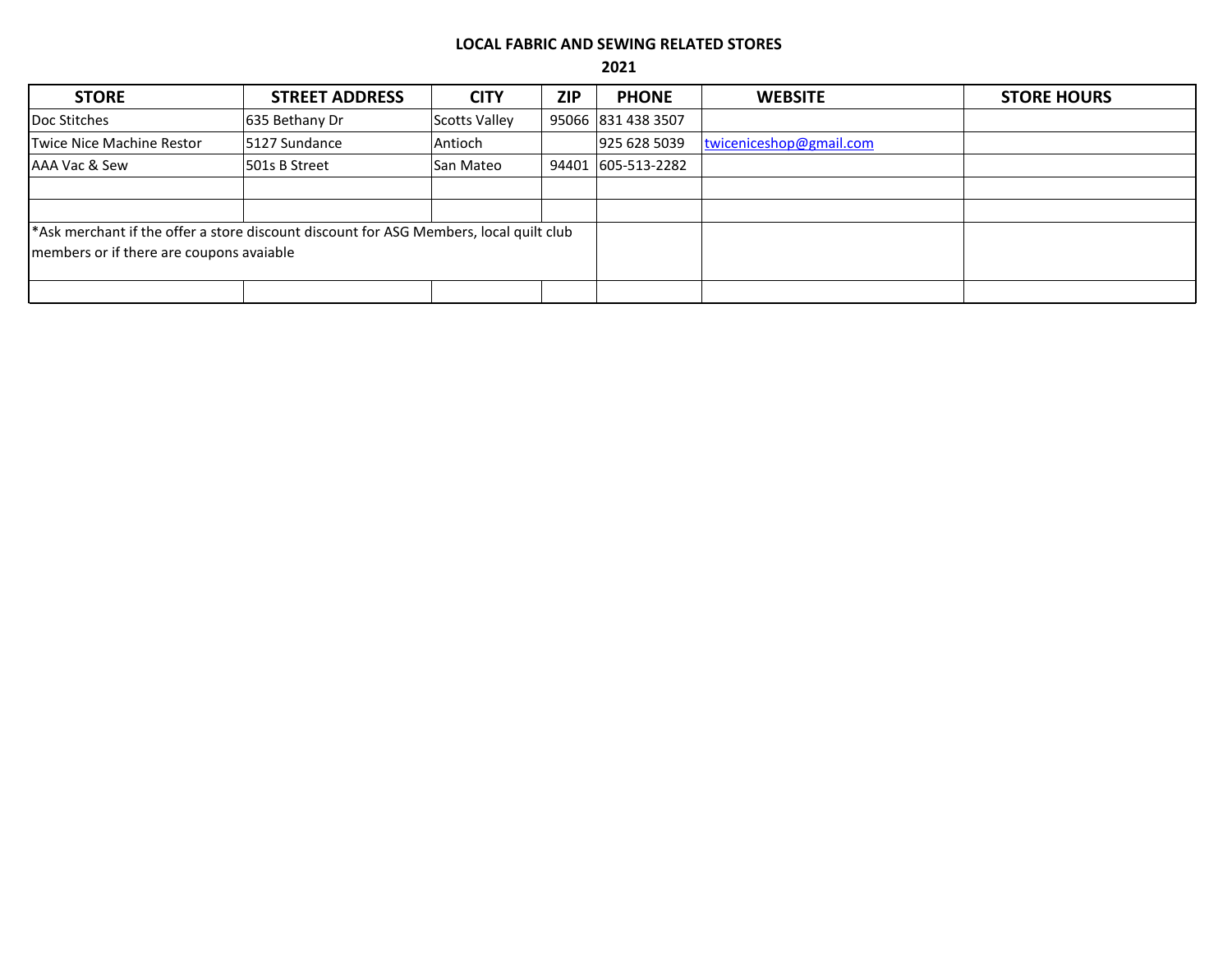**LOCAL FABRIC AND SEWING RELATED STORES**

**2021**

| STORE | STREET ADDRESS | CITY | ZIP | PHONE | WEBSITE | STORE HOURS |
|---|---|---|---|---|---|---|
| Doc Stitches | 635 Bethany Dr | Scotts Valley | 95066 | 831 438 3507 | | |
| Twice Nice Machine Restor | 5127 Sundance | Antioch | | 925 628 5039 | twiceniceshop@gmail.com | |
| AAA Vac & Sew | 501s B Street | San Mateo | 94401 | 605-513-2282 | | |
| | | | | | | |
| | | | | | | |
| *Ask merchant if the offer a store discount discount for ASG Members, local quilt club members or if there are coupons avaiable | | | | | | |
| | | | | | | |